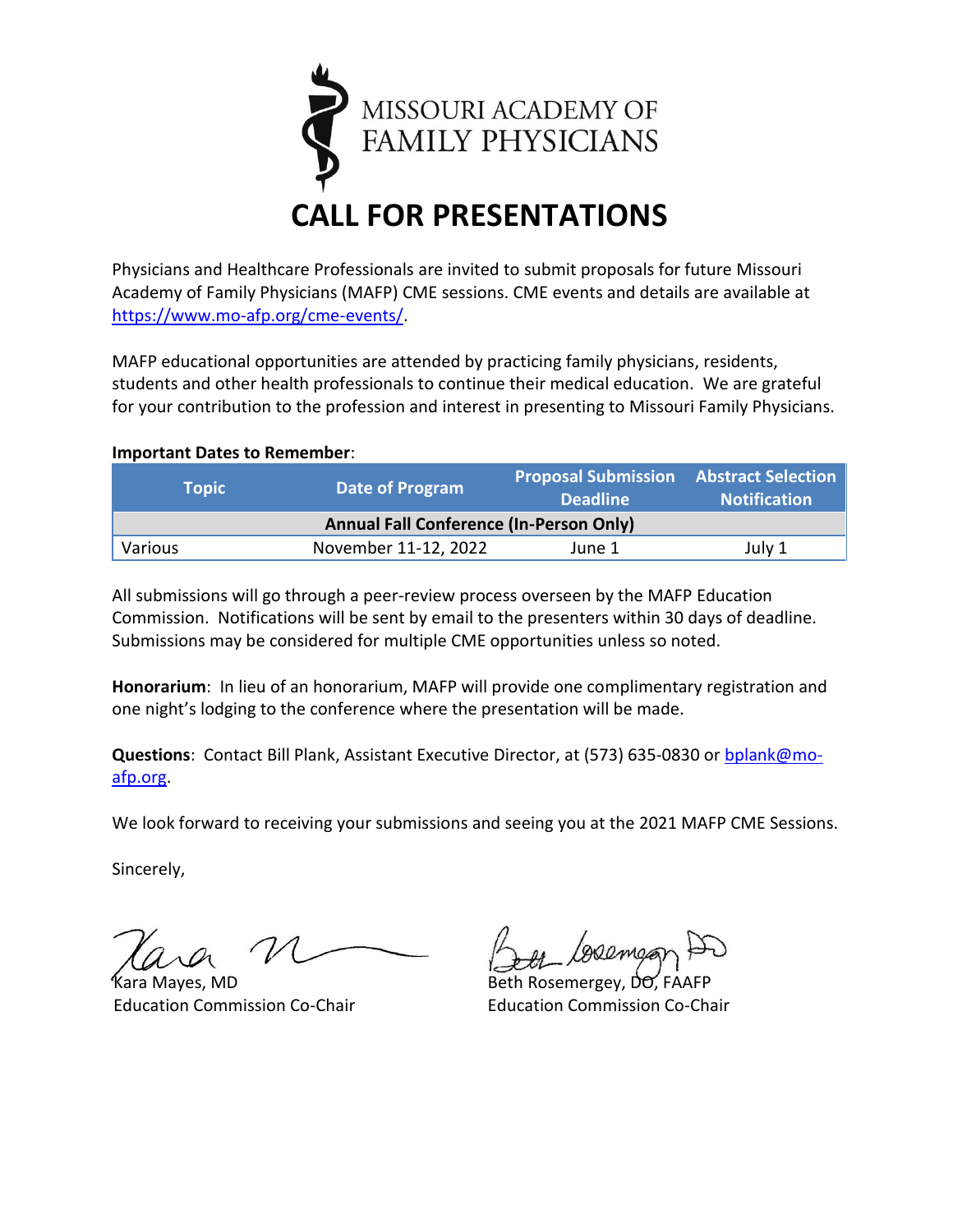MISSOURI ACADEMY OF FAMILY PHYSICIANS

# CALL FOR PRESENTATIONS

Physicians and Healthcare Professionals are invited to submit proposals for future Missouri Academy of Family Physicians (MAFP) CME sessions. CME events and details are available at https://www.mo-afp.org/cme-events/.

MAFP educational opportunities are attended by practicing family physicians, residents, students and other health professionals to continue their medical education. We are grateful for your contribution to the profession and interest in presenting to Missouri Family Physicians.

**Important Dates to Remember**:

| Topic | Date of Program | Proposal Submission Deadline | Abstract Selection Notification |
|---|---|---|---|
| **Annual Fall Conference (In-Person Only)** | | | |
| Various | November 11-12, 2022 | June 1 | July 1 |

All submissions will go through a peer-review process overseen by the MAFP Education Commission. Notifications will be sent by email to the presenters within 30 days of deadline. Submissions may be considered for multiple CME opportunities unless so noted.

**Honorarium**: In lieu of an honorarium, MAFP will provide one complimentary registration and one night's lodging to the conference where the presentation will be made.

**Questions**: Contact Bill Plank, Assistant Executive Director, at (573) 635-0830 or bplank@mo-afp.org.

We look forward to receiving your submissions and seeing you at the 2021 MAFP CME Sessions.

Sincerely,

Kara Mayes, MD
Education Commission Co-Chair

Beth Rosemergey, DO, FAAFP
Education Commission Co-Chair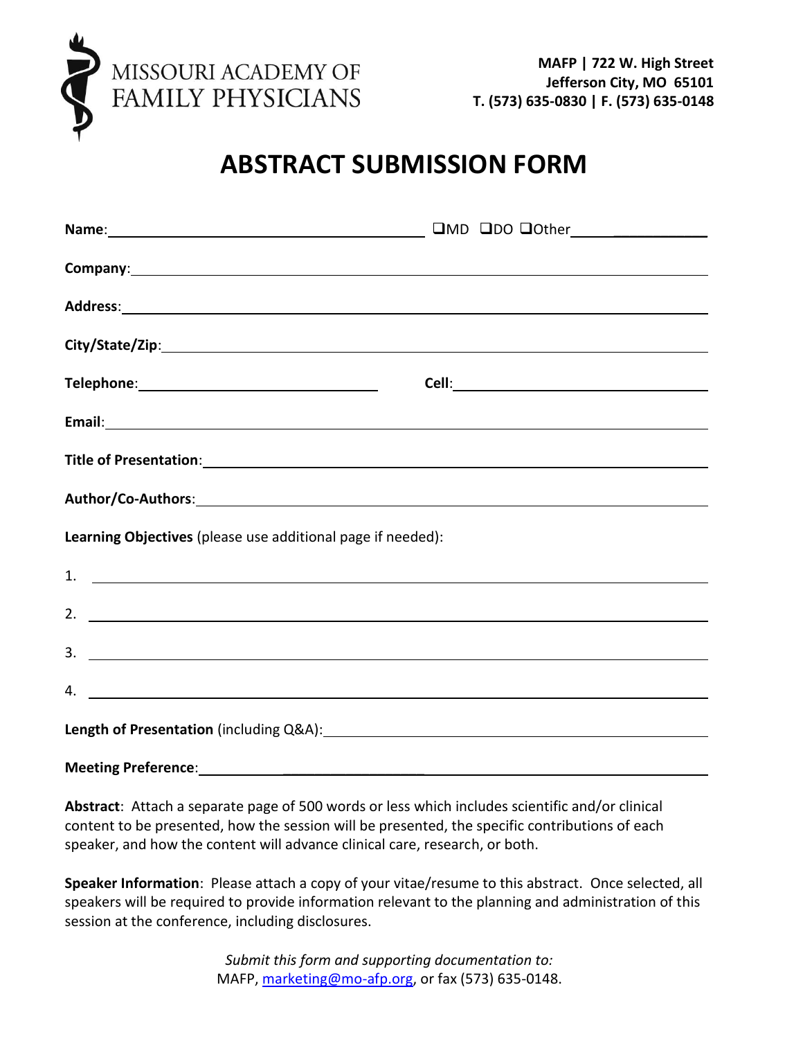MISSOURI ACADEMY OF FAMILY PHYSICIANS

**MAFP | 722 W. High Street**
**Jefferson City, MO 65101**
**T. (573) 635-0830 | F. (573) 635-0148**

# ABSTRACT SUBMISSION FORM

**Name**: ______________________________ ❑MD ❑DO ❑Other ____________

**Company**: ______________________________

**Address**: ______________________________

**City/State/Zip**: ______________________________

**Telephone**: ____________________ **Cell**: ____________________

**Email**: ______________________________

**Title of Presentation**: ______________________________

**Author/Co-Authors**: ______________________________

**Learning Objectives** (please use additional page if needed):

1. ______________________________
2. ______________________________
3. ______________________________
4. ______________________________

**Length of Presentation** (including Q&A): ______________________________

**Meeting Preference**: ______________________________

**Abstract**: Attach a separate page of 500 words or less which includes scientific and/or clinical content to be presented, how the session will be presented, the specific contributions of each speaker, and how the content will advance clinical care, research, or both.

**Speaker Information**: Please attach a copy of your vitae/resume to this abstract. Once selected, all speakers will be required to provide information relevant to the planning and administration of this session at the conference, including disclosures.

*Submit this form and supporting documentation to:*
MAFP, marketing@mo-afp.org, or fax (573) 635-0148.